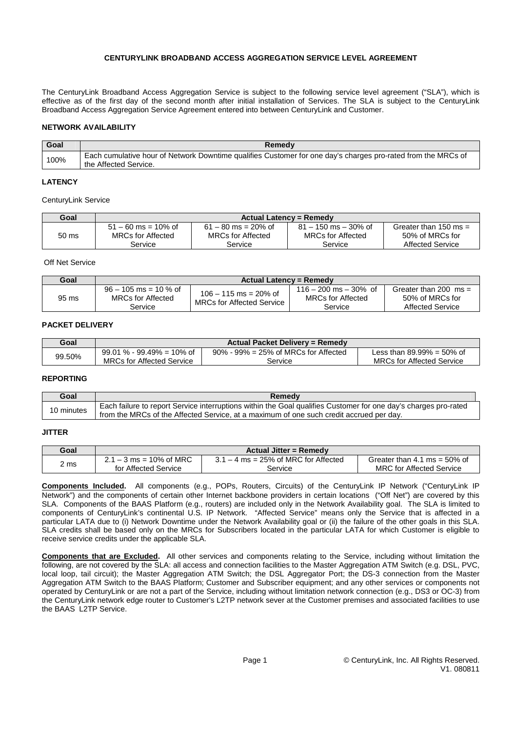# CENTURYLINK BROADBAND ACCESS AGGREGATION SERVICE LEVEL AGREEMENT

The CenturyLink Broadband Access Aggregation Service is subject to the following service level agreement ("SLA"), which is effective as of the first day of the second month after initial installation of Services. The SLA is subject to the CenturyLink Broadband Access Aggregation Service Agreement entered into between CenturyLink and Customer.

## NETWORK AVAILABILITY

| Goal | Remedy |
|---|---|
| 100% | Each cumulative hour of Network Downtime qualifies Customer for one day's charges pro-rated from the MRCs of the Affected Service. |

## LATENCY

CenturyLink Service

| Goal | Actual Latency = Remedy | | | |
|---|---|---|---|---|
| 50 ms | 51 – 60 ms = 10% of MRCs for Affected Service | 61 – 80 ms = 20% of MRCs for Affected Service | 81 – 150 ms – 30% of MRCs for Affected Service | Greater than 150 ms = 50% of MRCs for Affected Service |

Off Net Service

| Goal | Actual Latency = Remedy | | | |
|---|---|---|---|---|
| 95 ms | 96 – 105 ms = 10 % of MRCs for Affected Service | 106 – 115 ms = 20% of MRCs for Affected Service | 116 – 200 ms – 30% of MRCs for Affected Service | Greater than 200 ms = 50% of MRCs for Affected Service |

## PACKET DELIVERY

| Goal | Actual Packet Delivery = Remedy | | |
|---|---|---|---|
| 99.50% | 99.01 % - 99.49% = 10% of MRCs for Affected Service | 90% - 99% = 25% of MRCs for Affected Service | Less than 89.99% = 50% of MRCs for Affected Service |

## REPORTING

| Goal | Remedy |
|---|---|
| 10 minutes | Each failure to report Service interruptions within the Goal qualifies Customer for one day's charges pro-rated from the MRCs of the Affected Service, at a maximum of one such credit accrued per day. |

## JITTER

| Goal | Actual Jitter = Remedy | | |
|---|---|---|---|
| 2 ms | 2.1 – 3 ms = 10% of MRC for Affected Service | 3.1 – 4 ms = 25% of MRC for Affected Service | Greater than 4.1 ms = 50% of MRC for Affected Service |

**Components Included.** All components (e.g., POPs, Routers, Circuits) of the CenturyLink IP Network ("CenturyLink IP Network") and the components of certain other Internet backbone providers in certain locations ("Off Net") are covered by this SLA. Components of the BAAS Platform (e.g., routers) are included only in the Network Availability goal. The SLA is limited to components of CenturyLink's continental U.S. IP Network. "Affected Service" means only the Service that is affected in a particular LATA due to (i) Network Downtime under the Network Availability goal or (ii) the failure of the other goals in this SLA. SLA credits shall be based only on the MRCs for Subscribers located in the particular LATA for which Customer is eligible to receive service credits under the applicable SLA.

**Components that are Excluded.** All other services and components relating to the Service, including without limitation the following, are not covered by the SLA: all access and connection facilities to the Master Aggregation ATM Switch (e.g. DSL, PVC, local loop, tail circuit); the Master Aggregation ATM Switch; the DSL Aggregator Port; the DS-3 connection from the Master Aggregation ATM Switch to the BAAS Platform; Customer and Subscriber equipment; and any other services or components not operated by CenturyLink or are not a part of the Service, including without limitation network connection (e.g., DS3 or OC-3) from the CenturyLink network edge router to Customer's L2TP network sever at the Customer premises and associated facilities to use the BAAS L2TP Service.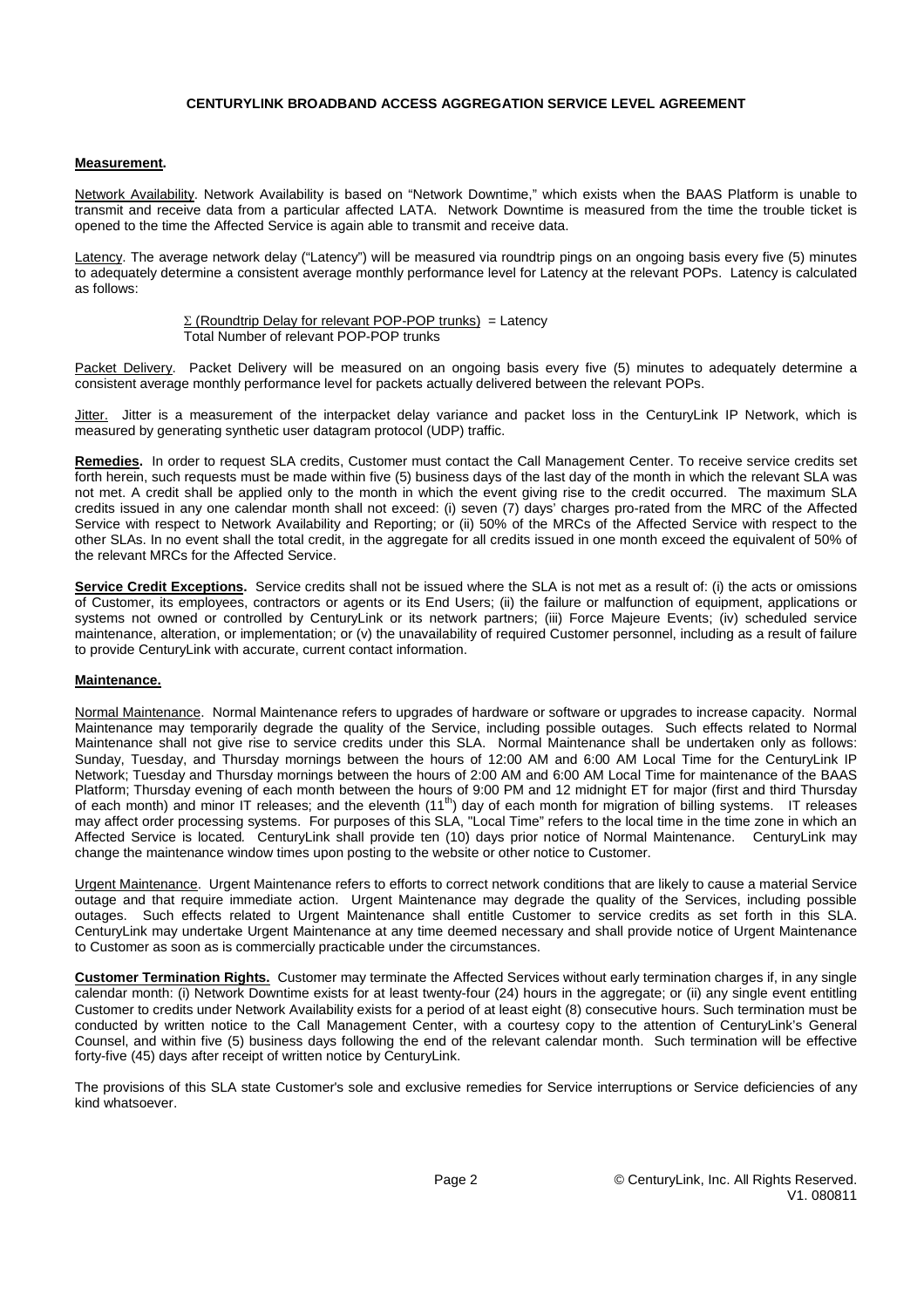**CENTURYLINK BROADBAND ACCESS AGGREGATION SERVICE LEVEL AGREEMENT**

**Measurement.**

Network Availability. Network Availability is based on "Network Downtime," which exists when the BAAS Platform is unable to transmit and receive data from a particular affected LATA. Network Downtime is measured from the time the trouble ticket is opened to the time the Affected Service is again able to transmit and receive data.

Latency. The average network delay ("Latency") will be measured via roundtrip pings on an ongoing basis every five (5) minutes to adequately determine a consistent average monthly performance level for Latency at the relevant POPs. Latency is calculated as follows:

$$\frac{\Sigma \text{ (Roundtrip Delay for relevant POP-POP trunks)}}{\text{Total Number of relevant POP-POP trunks}} = \text{Latency}$$

Packet Delivery. Packet Delivery will be measured on an ongoing basis every five (5) minutes to adequately determine a consistent average monthly performance level for packets actually delivered between the relevant POPs.

Jitter. Jitter is a measurement of the interpacket delay variance and packet loss in the CenturyLink IP Network, which is measured by generating synthetic user datagram protocol (UDP) traffic.

**Remedies.** In order to request SLA credits, Customer must contact the Call Management Center. To receive service credits set forth herein, such requests must be made within five (5) business days of the last day of the month in which the relevant SLA was not met. A credit shall be applied only to the month in which the event giving rise to the credit occurred. The maximum SLA credits issued in any one calendar month shall not exceed: (i) seven (7) days' charges pro-rated from the MRC of the Affected Service with respect to Network Availability and Reporting; or (ii) 50% of the MRCs of the Affected Service with respect to the other SLAs. In no event shall the total credit, in the aggregate for all credits issued in one month exceed the equivalent of 50% of the relevant MRCs for the Affected Service.

**Service Credit Exceptions.** Service credits shall not be issued where the SLA is not met as a result of: (i) the acts or omissions of Customer, its employees, contractors or agents or its End Users; (ii) the failure or malfunction of equipment, applications or systems not owned or controlled by CenturyLink or its network partners; (iii) Force Majeure Events; (iv) scheduled service maintenance, alteration, or implementation; or (v) the unavailability of required Customer personnel, including as a result of failure to provide CenturyLink with accurate, current contact information.

**Maintenance.**

Normal Maintenance. Normal Maintenance refers to upgrades of hardware or software or upgrades to increase capacity. Normal Maintenance may temporarily degrade the quality of the Service, including possible outages. Such effects related to Normal Maintenance shall not give rise to service credits under this SLA. Normal Maintenance shall be undertaken only as follows: Sunday, Tuesday, and Thursday mornings between the hours of 12:00 AM and 6:00 AM Local Time for the CenturyLink IP Network; Tuesday and Thursday mornings between the hours of 2:00 AM and 6:00 AM Local Time for maintenance of the BAAS Platform; Thursday evening of each month between the hours of 9:00 PM and 12 midnight ET for major (first and third Thursday of each month) and minor IT releases; and the eleventh (11th) day of each month for migration of billing systems. IT releases may affect order processing systems. For purposes of this SLA, "Local Time" refers to the local time in the time zone in which an Affected Service is located. CenturyLink shall provide ten (10) days prior notice of Normal Maintenance. CenturyLink may change the maintenance window times upon posting to the website or other notice to Customer.

Urgent Maintenance. Urgent Maintenance refers to efforts to correct network conditions that are likely to cause a material Service outage and that require immediate action. Urgent Maintenance may degrade the quality of the Services, including possible outages. Such effects related to Urgent Maintenance shall entitle Customer to service credits as set forth in this SLA. CenturyLink may undertake Urgent Maintenance at any time deemed necessary and shall provide notice of Urgent Maintenance to Customer as soon as is commercially practicable under the circumstances.

**Customer Termination Rights.** Customer may terminate the Affected Services without early termination charges if, in any single calendar month: (i) Network Downtime exists for at least twenty-four (24) hours in the aggregate; or (ii) any single event entitling Customer to credits under Network Availability exists for a period of at least eight (8) consecutive hours. Such termination must be conducted by written notice to the Call Management Center, with a courtesy copy to the attention of CenturyLink's General Counsel, and within five (5) business days following the end of the relevant calendar month. Such termination will be effective forty-five (45) days after receipt of written notice by CenturyLink.

The provisions of this SLA state Customer's sole and exclusive remedies for Service interruptions or Service deficiencies of any kind whatsoever.

© CenturyLink, Inc. All Rights Reserved.
V1. 080811